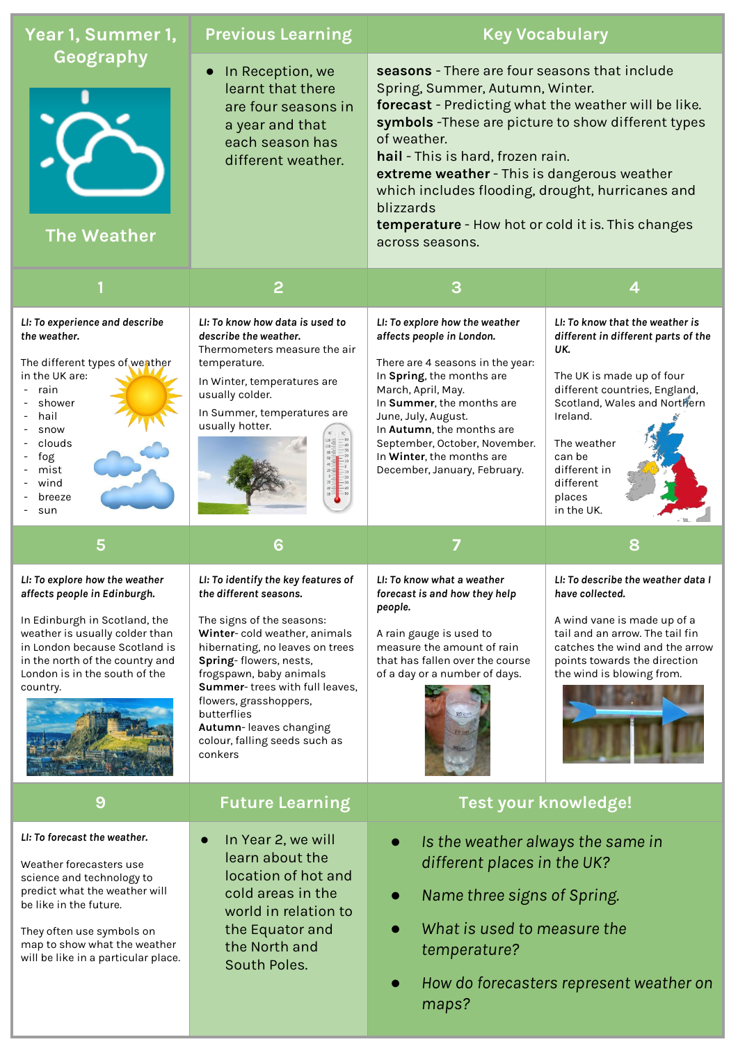# Year 1, Summer 1, Geography

## The Weather

## Previous Learning

- In Reception, we learnt that there are four seasons in a year and that each season has different weather.

## Key Vocabulary

**seasons** - There are four seasons that include Spring, Summer, Autumn, Winter.
**forecast** - Predicting what the weather will be like.
**symbols** -These are picture to show different types of weather.
**hail** - This is hard, frozen rain.
**extreme weather** - This is dangerous weather which includes flooding, drought, hurricanes and blizzards
**temperature** - How hot or cold it is. This changes across seasons.

## 1

***LI: To experience and describe the weather.***

The different types of weather in the UK are:

- rain
- shower
- hail
- snow
- clouds
- fog
- mist
- wind
- breeze
- sun

## 2

***LI: To know how data is used to describe the weather.***

Thermometers measure the air temperature.

In Winter, temperatures are usually colder.

In Summer, temperatures are usually hotter.

## 3

***LI: To explore how the weather affects people in London.***

There are 4 seasons in the year:
In **Spring**, the months are March, April, May.
In **Summer**, the months are June, July, August.
In **Autumn**, the months are September, October, November.
In **Winter**, the months are December, January, February.

## 4

***LI: To know that the weather is different in different parts of the UK.***

The UK is made up of four different countries, England, Scotland, Wales and Northern Ireland.

The weather can be different in different places in the UK.

## 5

***LI: To explore how the weather affects people in Edinburgh.***

In Edinburgh in Scotland, the weather is usually colder than in London because Scotland is in the north of the country and London is in the south of the country.

## 6

***LI: To identify the key features of the different seasons.***

The signs of the seasons:
**Winter**- cold weather, animals hibernating, no leaves on trees
**Spring**- flowers, nests, frogspawn, baby animals
**Summer**- trees with full leaves, flowers, grasshoppers, butterflies
**Autumn**- leaves changing colour, falling seeds such as conkers

## 7

***LI: To know what a weather forecast is and how they help people.***

A rain gauge is used to measure the amount of rain that has fallen over the course of a day or a number of days.

## 8

***LI: To describe the weather data I have collected.***

A wind vane is made up of a tail and an arrow. The tail fin catches the wind and the arrow points towards the direction the wind is blowing from.

## 9

***LI: To forecast the weather.***

Weather forecasters use science and technology to predict what the weather will be like in the future.

They often use symbols on map to show what the weather will be like in a particular place.

## Future Learning

- In Year 2, we will learn about the location of hot and cold areas in the world in relation to the Equator and the North and South Poles.

## Test your knowledge!

- *Is the weather always the same in different places in the UK?*
- *Name three signs of Spring.*
- *What is used to measure the temperature?*
- *How do forecasters represent weather on maps?*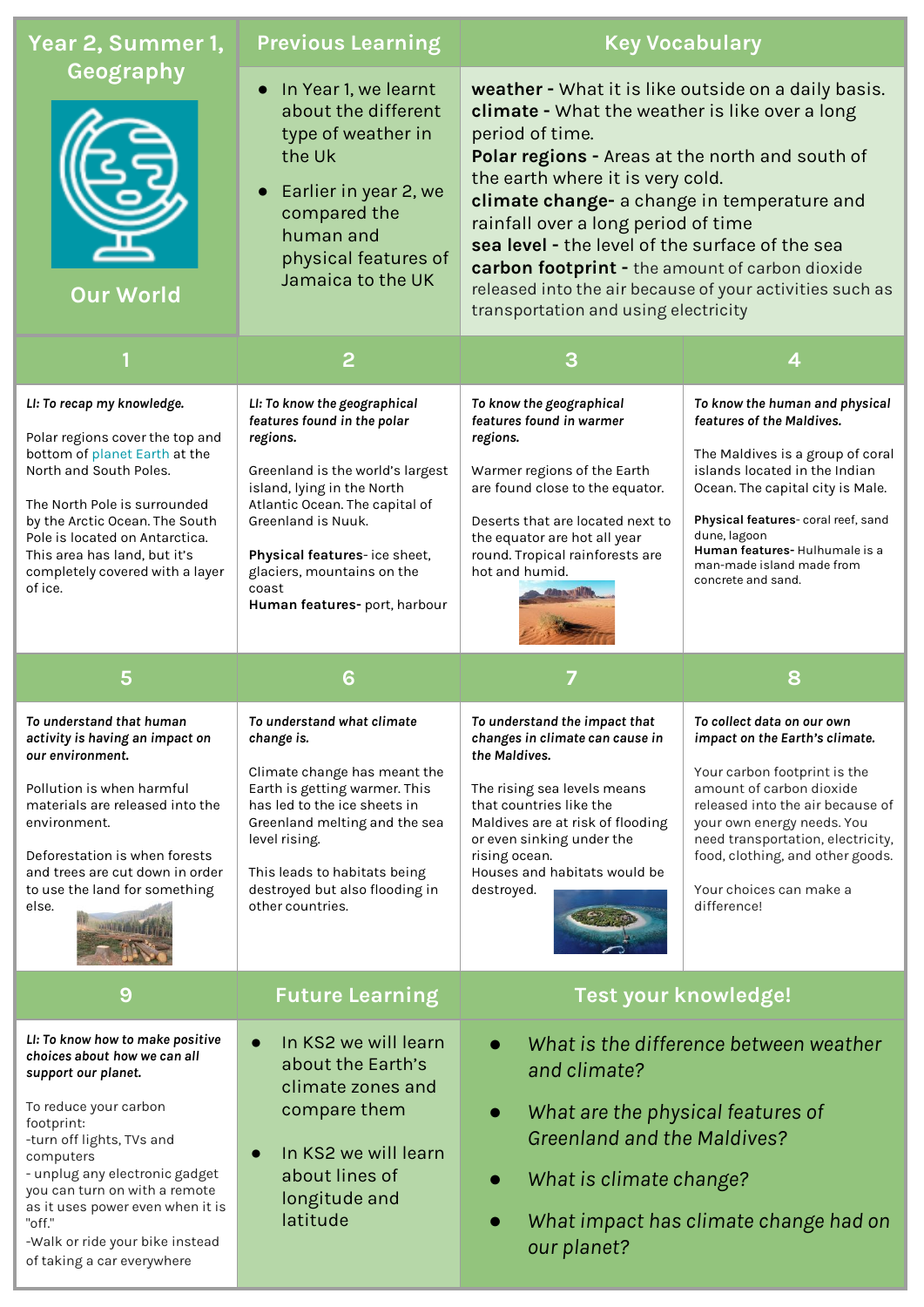# Year 2, Summer 1, Geography

## Our World

## Previous Learning

- In Year 1, we learnt about the different type of weather in the Uk
- Earlier in year 2, we compared the human and physical features of Jamaica to the UK

## Key Vocabulary

**weather -** What it is like outside on a daily basis.
**climate -** What the weather is like over a long period of time.
**Polar regions -** Areas at the north and south of the earth where it is very cold.
**climate change-** a change in temperature and rainfall over a long period of time
**sea level -** the level of the surface of the sea
**carbon footprint -** the amount of carbon dioxide released into the air because of your activities such as transportation and using electricity

## 1

***LI: To recap my knowledge.***

Polar regions cover the top and bottom of planet Earth at the North and South Poles.

The North Pole is surrounded by the Arctic Ocean. The South Pole is located on Antarctica. This area has land, but it's completely covered with a layer of ice.

## 2

***LI: To know the geographical features found in the polar regions.***

Greenland is the world's largest island, lying in the North Atlantic Ocean. The capital of Greenland is Nuuk.

**Physical features**- ice sheet, glaciers, mountains on the coast
**Human features-** port, harbour

## 3

***To know the geographical features found in warmer regions.***

Warmer regions of the Earth are found close to the equator.

Deserts that are located next to the equator are hot all year round. Tropical rainforests are hot and humid.

## 4

***To know the human and physical features of the Maldives.***

The Maldives is a group of coral islands located in the Indian Ocean. The capital city is Male.

**Physical features**- coral reef, sand dune, lagoon
**Human features-** Hulhumale is a man-made island made from concrete and sand.

## 5

***To understand that human activity is having an impact on our environment.***

Pollution is when harmful materials are released into the environment.

Deforestation is when forests and trees are cut down in order to use the land for something else.

## 6

***To understand what climate change is.***

Climate change has meant the Earth is getting warmer. This has led to the ice sheets in Greenland melting and the sea level rising.

This leads to habitats being destroyed but also flooding in other countries.

## 7

***To understand the impact that changes in climate can cause in the Maldives.***

The rising sea levels means that countries like the Maldives are at risk of flooding or even sinking under the rising ocean.
Houses and habitats would be destroyed.

## 8

***To collect data on our own impact on the Earth's climate.***

Your carbon footprint is the amount of carbon dioxide released into the air because of your own energy needs. You need transportation, electricity, food, clothing, and other goods.

Your choices can make a difference!

## 9

***LI: To know how to make positive choices about how we can all support our planet.***

To reduce your carbon footprint:
-turn off lights, TVs and computers
- unplug any electronic gadget you can turn on with a remote as it uses power even when it is "off."
-Walk or ride your bike instead of taking a car everywhere

## Future Learning

- In KS2 we will learn about the Earth's climate zones and compare them
- In KS2 we will learn about lines of longitude and latitude

## Test your knowledge!

- *What is the difference between weather and climate?*
- *What are the physical features of Greenland and the Maldives?*
- *What is climate change?*
- *What impact has climate change had on our planet?*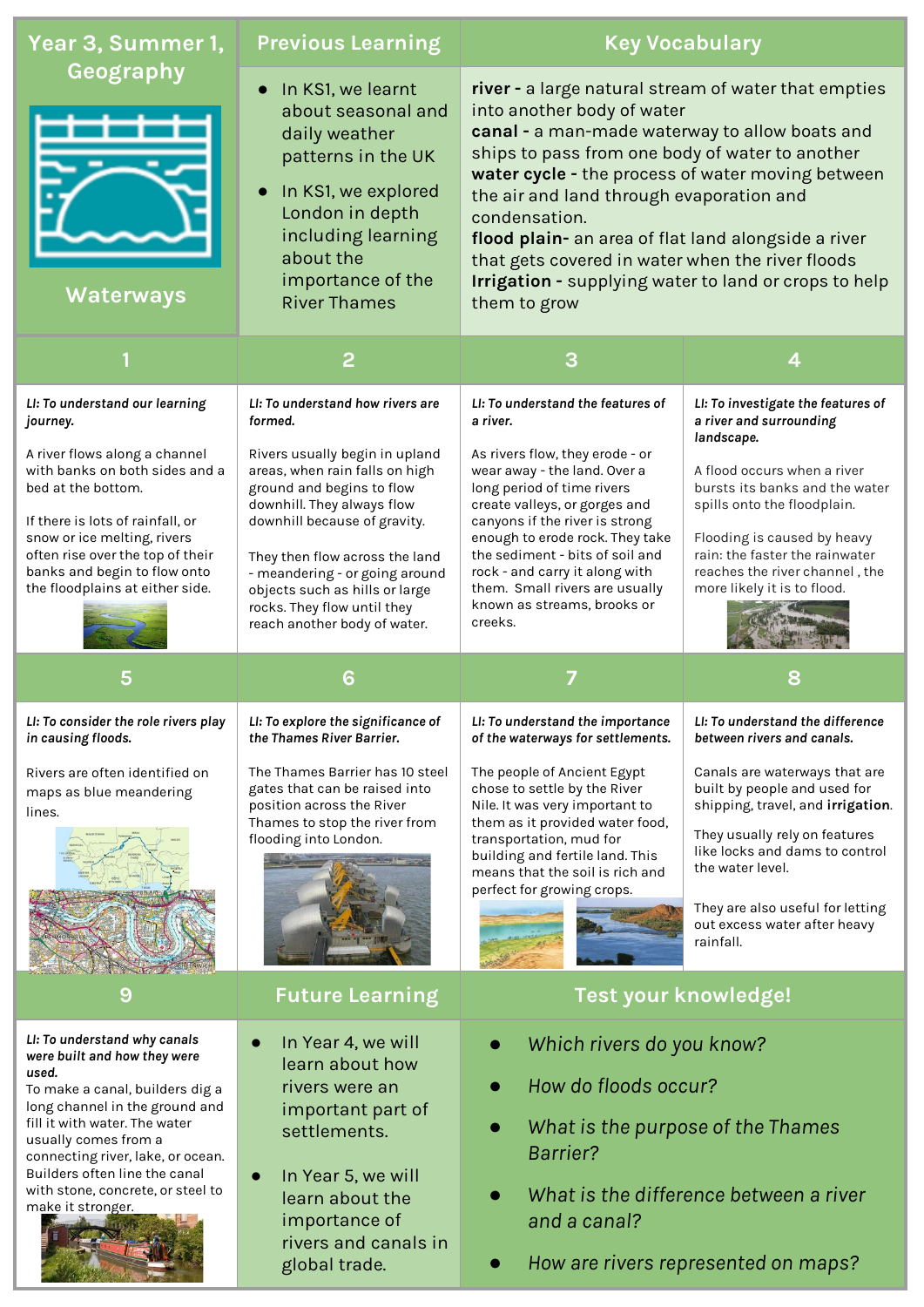# Year 3, Summer 1, Geography

## Waterways

## Previous Learning

- In KS1, we learnt about seasonal and daily weather patterns in the UK
- In KS1, we explored London in depth including learning about the importance of the River Thames

## Key Vocabulary

**river -** a large natural stream of water that empties into another body of water
**canal -** a man-made waterway to allow boats and ships to pass from one body of water to another
**water cycle -** the process of water moving between the air and land through evaporation and condensation.
**flood plain-** an area of flat land alongside a river that gets covered in water when the river floods
**Irrigation -** supplying water to land or crops to help them to grow

## 1

***LI: To understand our learning journey.***

A river flows along a channel with banks on both sides and a bed at the bottom.

If there is lots of rainfall, or snow or ice melting, rivers often rise over the top of their banks and begin to flow onto the floodplains at either side.

## 2

***LI: To understand how rivers are formed.***

Rivers usually begin in upland areas, when rain falls on high ground and begins to flow downhill. They always flow downhill because of gravity.

They then flow across the land - meandering - or going around objects such as hills or large rocks. They flow until they reach another body of water.

## 3

***LI: To understand the features of a river.***

As rivers flow, they erode - or wear away - the land. Over a long period of time rivers create valleys, or gorges and canyons if the river is strong enough to erode rock. They take the sediment - bits of soil and rock - and carry it along with them. Small rivers are usually known as streams, brooks or creeks.

## 4

***LI: To investigate the features of a river and surrounding landscape.***

A flood occurs when a river bursts its banks and the water spills onto the floodplain.

Flooding is caused by heavy rain: the faster the rainwater reaches the river channel , the more likely it is to flood.

## 5

***LI: To consider the role rivers play in causing floods.***

Rivers are often identified on maps as blue meandering lines.

## 6

***LI: To explore the significance of the Thames River Barrier.***

The Thames Barrier has 10 steel gates that can be raised into position across the River Thames to stop the river from flooding into London.

## 7

***LI: To understand the importance of the waterways for settlements.***

The people of Ancient Egypt chose to settle by the River Nile. It was very important to them as it provided water food, transportation, mud for building and fertile land. This means that the soil is rich and perfect for growing crops.

## 8

***LI: To understand the difference between rivers and canals.***

Canals are waterways that are built by people and used for shipping, travel, and **irrigation**.

They usually rely on features like locks and dams to control the water level.

They are also useful for letting out excess water after heavy rainfall.

## 9

***LI: To understand why canals were built and how they were used.***

To make a canal, builders dig a long channel in the ground and fill it with water. The water usually comes from a connecting river, lake, or ocean. Builders often line the canal with stone, concrete, or steel to make it stronger.

## Future Learning

- In Year 4, we will learn about how rivers were an important part of settlements.
- In Year 5, we will learn about the importance of rivers and canals in global trade.

## Test your knowledge!

- *Which rivers do you know?*
- *How do floods occur?*
- *What is the purpose of the Thames Barrier?*
- *What is the difference between a river and a canal?*
- *How are rivers represented on maps?*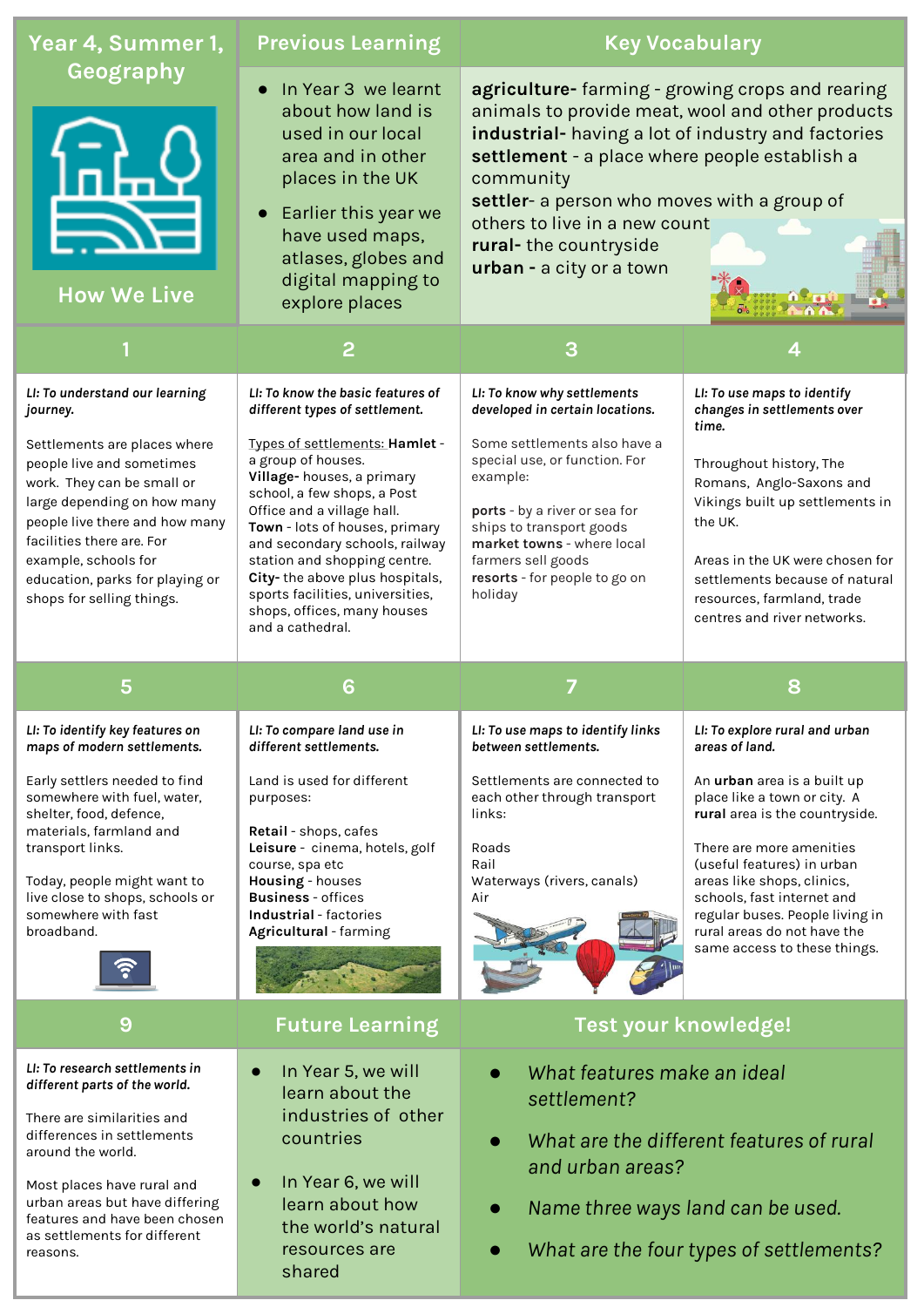# Year 4, Summer 1, Geography

## How We Live

## Previous Learning

- In Year 3 we learnt about how land is used in our local area and in other places in the UK
- Earlier this year we have used maps, atlases, globes and digital mapping to explore places

## Key Vocabulary

**agriculture-** farming - growing crops and rearing animals to provide meat, wool and other products
**industrial-** having a lot of industry and factories
**settlement** - a place where people establish a community
**settler**- a person who moves with a group of others to live in a new count
**rural-** the countryside
**urban -** a city or a town

## 1

*LI: To understand our learning journey.*

Settlements are places where people live and sometimes work. They can be small or large depending on how many people live there and how many facilities there are. For example, schools for education, parks for playing or shops for selling things.

## 2

*LI: To know the basic features of different types of settlement.*

Types of settlements: **Hamlet** - a group of houses.
**Village-** houses, a primary school, a few shops, a Post Office and a village hall.
**Town** - lots of houses, primary and secondary schools, railway station and shopping centre.
**City-** the above plus hospitals, sports facilities, universities, shops, offices, many houses and a cathedral.

## 3

*LI: To know why settlements developed in certain locations.*

Some settlements also have a special use, or function. For example:

**ports** - by a river or sea for ships to transport goods
**market towns** - where local farmers sell goods
**resorts** - for people to go on holiday

## 4

*LI: To use maps to identify changes in settlements over time.*

Throughout history, The Romans, Anglo-Saxons and Vikings built up settlements in the UK.

Areas in the UK were chosen for settlements because of natural resources, farmland, trade centres and river networks.

## 5

*LI: To identify key features on maps of modern settlements.*

Early settlers needed to find somewhere with fuel, water, shelter, food, defence, materials, farmland and transport links.

Today, people might want to live close to shops, schools or somewhere with fast broadband.

## 6

*LI: To compare land use in different settlements.*

Land is used for different purposes:

**Retail** - shops, cafes
**Leisure** - cinema, hotels, golf course, spa etc
**Housing** - houses
**Business** - offices
**Industrial** - factories
**Agricultural** - farming

## 7

*LI: To use maps to identify links between settlements.*

Settlements are connected to each other through transport links:

Roads
Rail
Waterways (rivers, canals)
Air

## 8

*LI: To explore rural and urban areas of land.*

An **urban** area is a built up place like a town or city. A **rural** area is the countryside.

There are more amenities (useful features) in urban areas like shops, clinics, schools, fast internet and regular buses. People living in rural areas do not have the same access to these things.

## 9

*LI: To research settlements in different parts of the world.*

There are similarities and differences in settlements around the world.

Most places have rural and urban areas but have differing features and have been chosen as settlements for different reasons.

## Future Learning

- In Year 5, we will learn about the industries of other countries
- In Year 6, we will learn about how the world's natural resources are shared

## Test your knowledge!

- *What features make an ideal settlement?*
- *What are the different features of rural and urban areas?*
- *Name three ways land can be used.*
- *What are the four types of settlements?*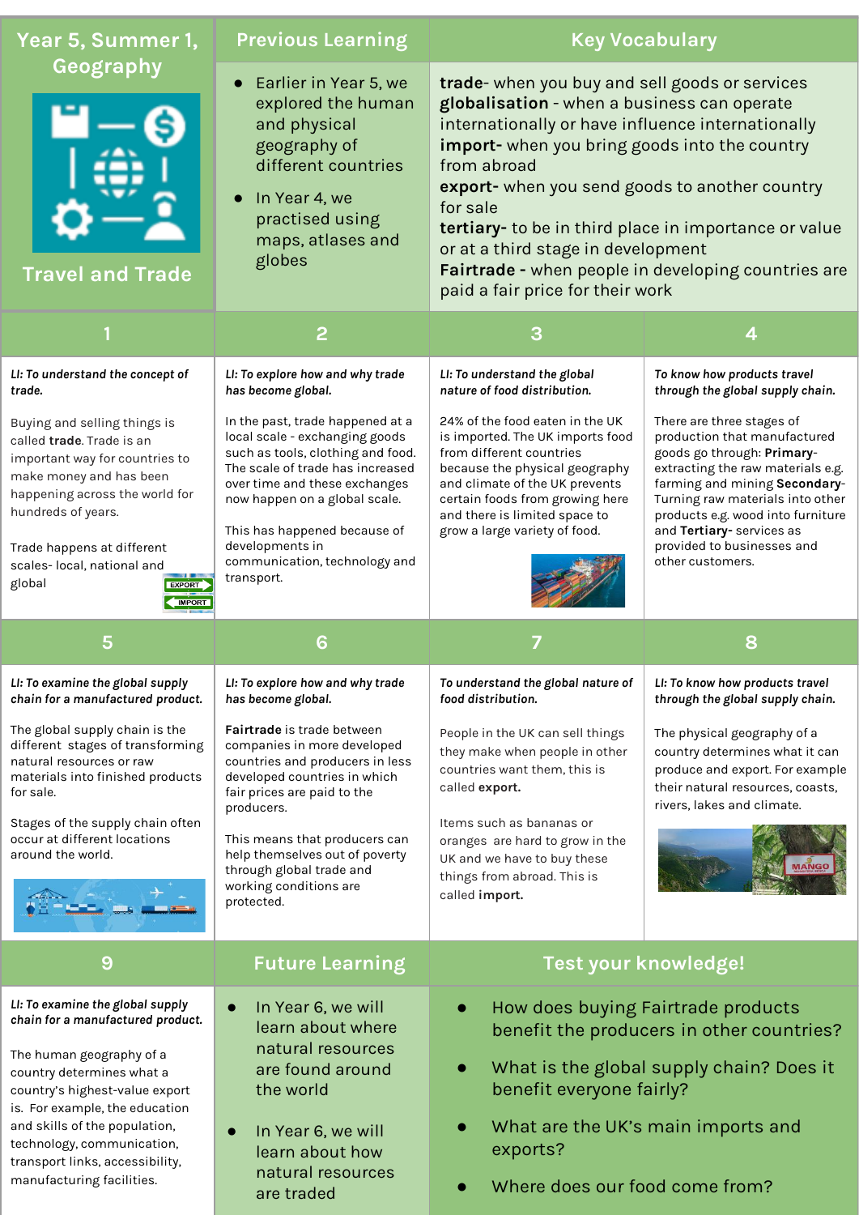# Year 5, Summer 1, Geography

## Travel and Trade

## Previous Learning

- Earlier in Year 5, we explored the human and physical geography of different countries
- In Year 4, we practised using maps, atlases and globes

## Key Vocabulary

**trade**- when you buy and sell goods or services
**globalisation** - when a business can operate internationally or have influence internationally
**import-** when you bring goods into the country from abroad
**export-** when you send goods to another country for sale
**tertiary-** to be in third place in importance or value or at a third stage in development
**Fairtrade -** when people in developing countries are paid a fair price for their work

## 1

***LI: To understand the concept of trade.***

Buying and selling things is called **trade**. Trade is an important way for countries to make money and has been happening across the world for hundreds of years.

Trade happens at different scales- local, national and global

## 2

***LI: To explore how and why trade has become global.***

In the past, trade happened at a local scale - exchanging goods such as tools, clothing and food. The scale of trade has increased over time and these exchanges now happen on a global scale.

This has happened because of developments in communication, technology and transport.

## 3

***LI: To understand the global nature of food distribution.***

24% of the food eaten in the UK is imported. The UK imports food from different countries because the physical geography and climate of the UK prevents certain foods from growing here and there is limited space to grow a large variety of food.

## 4

***To know how products travel through the global supply chain.***

There are three stages of production that manufactured goods go through: **Primary**- extracting the raw materials e.g. farming and mining **Secondary**- Turning raw materials into other products e.g. wood into furniture and **Tertiary-** services as provided to businesses and other customers.

## 5

***LI: To examine the global supply chain for a manufactured product.***

The global supply chain is the different stages of transforming natural resources or raw materials into finished products for sale.

Stages of the supply chain often occur at different locations around the world.

## 6

***LI: To explore how and why trade has become global.***

**Fairtrade** is trade between companies in more developed countries and producers in less developed countries in which fair prices are paid to the producers.

This means that producers can help themselves out of poverty through global trade and working conditions are protected.

## 7

***To understand the global nature of food distribution.***

People in the UK can sell things they make when people in other countries want them, this is called **export.**

Items such as bananas or oranges are hard to grow in the UK and we have to buy these things from abroad. This is called **import.**

## 8

***LI: To know how products travel through the global supply chain.***

The physical geography of a country determines what it can produce and export. For example their natural resources, coasts, rivers, lakes and climate.

## 9

***LI: To examine the global supply chain for a manufactured product.***

The human geography of a country determines what a country's highest-value export is. For example, the education and skills of the population, technology, communication, transport links, accessibility, manufacturing facilities.

## Future Learning

- In Year 6, we will learn about where natural resources are found around the world
- In Year 6, we will learn about how natural resources are traded

## Test your knowledge!

- How does buying Fairtrade products benefit the producers in other countries?
- What is the global supply chain? Does it benefit everyone fairly?
- What are the UK's main imports and exports?
- Where does our food come from?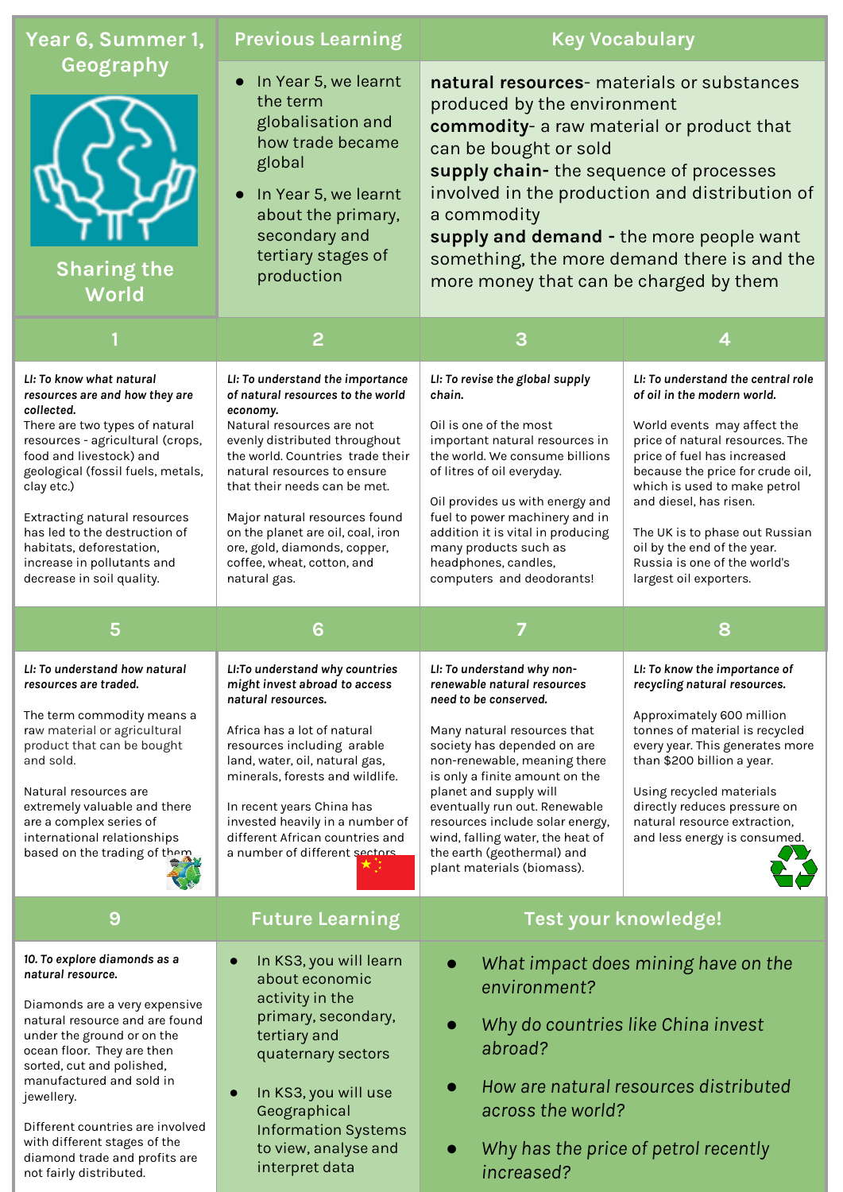# Year 6, Summer 1, Geography

## Sharing the World

## Previous Learning

- In Year 5, we learnt the term globalisation and how trade became global
- In Year 5, we learnt about the primary, secondary and tertiary stages of production

## Key Vocabulary

**natural resources**- materials or substances produced by the environment
**commodity**- a raw material or product that can be bought or sold
**supply chain-** the sequence of processes involved in the production and distribution of a commodity
**supply and demand -** the more people want something, the more demand there is and the more money that can be charged by them

## 1

***LI: To know what natural resources are and how they are collected.***

There are two types of natural resources - agricultural (crops, food and livestock) and geological (fossil fuels, metals, clay etc.)

Extracting natural resources has led to the destruction of habitats, deforestation, increase in pollutants and decrease in soil quality.

## 2

***LI: To understand the importance of natural resources to the world economy.***

Natural resources are not evenly distributed throughout the world. Countries trade their natural resources to ensure that their needs can be met.

Major natural resources found on the planet are oil, coal, iron ore, gold, diamonds, copper, coffee, wheat, cotton, and natural gas.

## 3

***LI: To revise the global supply chain.***

Oil is one of the most important natural resources in the world. We consume billions of litres of oil everyday.

Oil provides us with energy and fuel to power machinery and in addition it is vital in producing many products such as headphones, candles, computers and deodorants!

## 4

***LI: To understand the central role of oil in the modern world.***

World events may affect the price of natural resources. The price of fuel has increased because the price for crude oil, which is used to make petrol and diesel, has risen.

The UK is to phase out Russian oil by the end of the year. Russia is one of the world's largest oil exporters.

## 5

***LI: To understand how natural resources are traded.***

The term commodity means a raw material or agricultural product that can be bought and sold.

Natural resources are extremely valuable and there are a complex series of international relationships based on the trading of them.

## 6

***LI:To understand why countries might invest abroad to access natural resources.***

Africa has a lot of natural resources including arable land, water, oil, natural gas, minerals, forests and wildlife.

In recent years China has invested heavily in a number of different African countries and a number of different sectors.

## 7

***LI: To understand why non-renewable natural resources need to be conserved.***

Many natural resources that society has depended on are non-renewable, meaning there is only a finite amount on the planet and supply will eventually run out. Renewable resources include solar energy, wind, falling water, the heat of the earth (geothermal) and plant materials (biomass).

## 8

***LI: To know the importance of recycling natural resources.***

Approximately 600 million tonnes of material is recycled every year. This generates more than $200 billion a year.

Using recycled materials directly reduces pressure on natural resource extraction, and less energy is consumed.

## 9

***10. To explore diamonds as a natural resource.***

Diamonds are a very expensive natural resource and are found under the ground or on the ocean floor. They are then sorted, cut and polished, manufactured and sold in jewellery.

Different countries are involved with different stages of the diamond trade and profits are not fairly distributed.

## Future Learning

- In KS3, you will learn about economic activity in the primary, secondary, tertiary and quaternary sectors
- In KS3, you will use Geographical Information Systems to view, analyse and interpret data

## Test your knowledge!

- *What impact does mining have on the environment?*
- *Why do countries like China invest abroad?*
- *How are natural resources distributed across the world?*
- *Why has the price of petrol recently increased?*